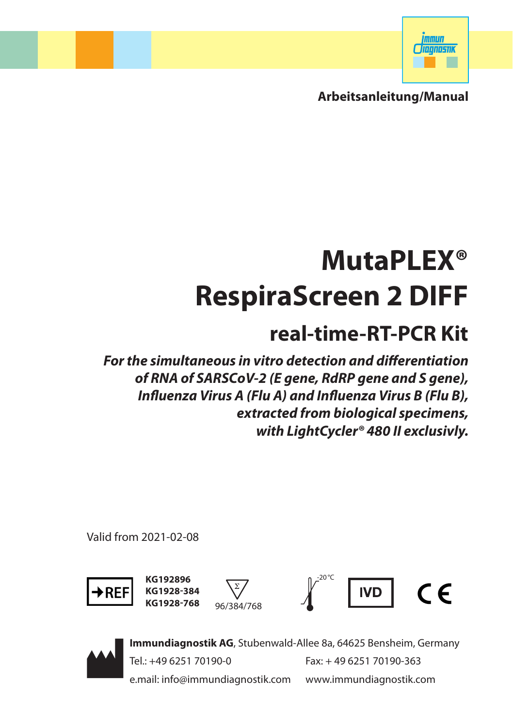**Arbeitsanleitung/Manual**

# MutaPLEX®
# RespiraScreen 2 DIFF

## real-time-RT-PCR Kit

***For the simultaneous in vitro detection and differentiation of RNA of SARSCoV-2 (E gene, RdRP gene and S gene), Influenza Virus A (Flu A) and Influenza Virus B (Flu B), extracted from biological specimens, with LightCycler® 480 II exclusivly.***

Valid from 2021-02-08

REF **KG192896**
**KG1928-384**
**KG1928-768**

Σ 96/384/768

-20 °C

IVD

CE

**Immundiagnostik AG**, Stubenwald-Allee 8a, 64625 Bensheim, Germany
Tel.: +49 6251 70190-0
Fax: + 49 6251 70190-363
e.mail: info@immundiagnostik.com
www.immundiagnostik.com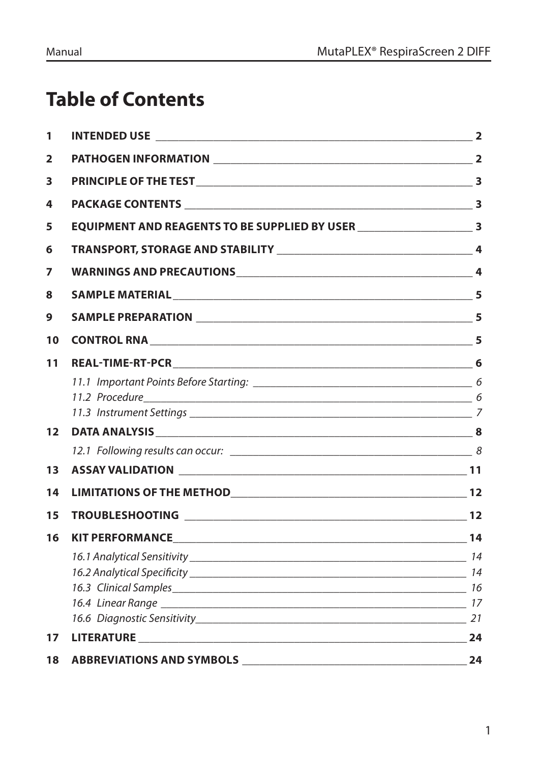# Table of Contents

| | | |
|---|---|---|
| 1 | **INTENDED USE** | 2 |
| 2 | **PATHOGEN INFORMATION** | 2 |
| 3 | **PRINCIPLE OF THE TEST** | 3 |
| 4 | **PACKAGE CONTENTS** | 3 |
| 5 | **EQUIPMENT AND REAGENTS TO BE SUPPLIED BY USER** | 3 |
| 6 | **TRANSPORT, STORAGE AND STABILITY** | 4 |
| 7 | **WARNINGS AND PRECAUTIONS** | 4 |
| 8 | **SAMPLE MATERIAL** | 5 |
| 9 | **SAMPLE PREPARATION** | 5 |
| 10 | **CONTROL RNA** | 5 |
| 11 | **REAL-TIME-RT-PCR** | 6 |
| | *11.1 Important Points Before Starting:* | *6* |
| | *11.2 Procedure* | *6* |
| | *11.3 Instrument Settings* | *7* |
| 12 | **DATA ANALYSIS** | 8 |
| | *12.1 Following results can occur:* | *8* |
| 13 | **ASSAY VALIDATION** | 11 |
| 14 | **LIMITATIONS OF THE METHOD** | 12 |
| 15 | **TROUBLESHOOTING** | 12 |
| 16 | **KIT PERFORMANCE** | 14 |
| | *16.1 Analytical Sensitivity* | *14* |
| | *16.2 Analytical Specificity* | *14* |
| | *16.3 Clinical Samples* | *16* |
| | *16.4 Linear Range* | *17* |
| | *16.6 Diagnostic Sensitivity* | *21* |
| 17 | **LITERATURE** | 24 |
| 18 | **ABBREVIATIONS AND SYMBOLS** | 24 |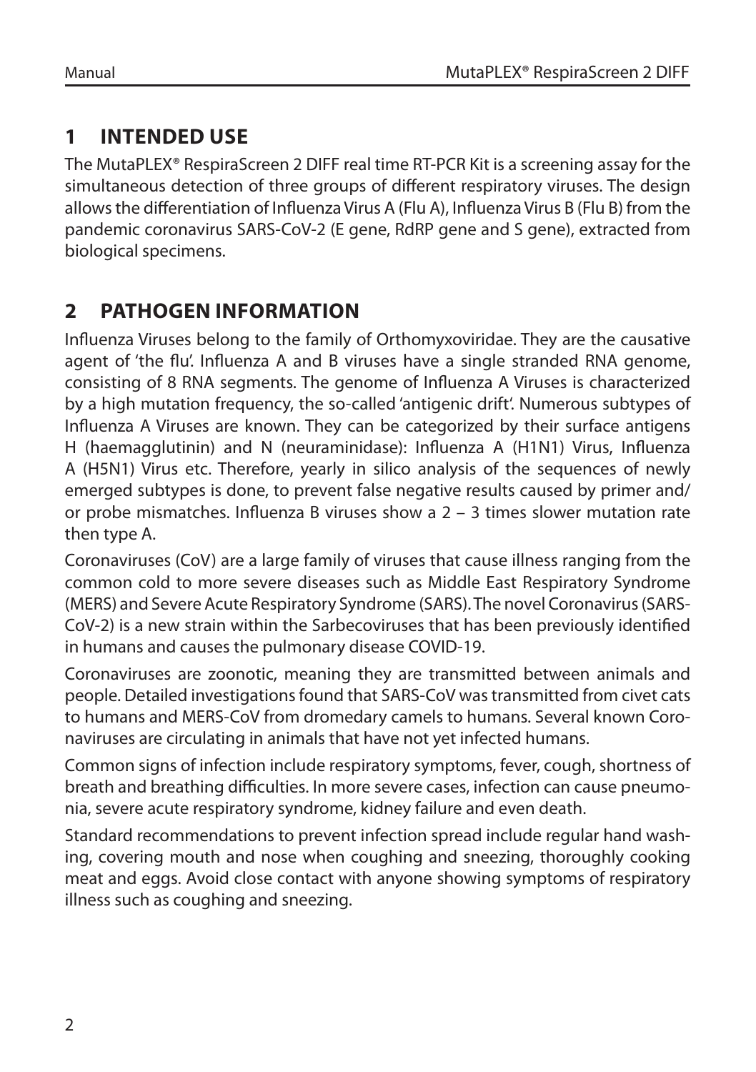## 1 INTENDED USE

The MutaPLEX® RespiraScreen 2 DIFF real time RT-PCR Kit is a screening assay for the simultaneous detection of three groups of different respiratory viruses. The design allows the differentiation of Influenza Virus A (Flu A), Influenza Virus B (Flu B) from the pandemic coronavirus SARS-CoV-2 (E gene, RdRP gene and S gene), extracted from biological specimens.

## 2 PATHOGEN INFORMATION

Influenza Viruses belong to the family of Orthomyxoviridae. They are the causative agent of 'the flu'. Influenza A and B viruses have a single stranded RNA genome, consisting of 8 RNA segments. The genome of Influenza A Viruses is characterized by a high mutation frequency, the so-called 'antigenic drift'. Numerous subtypes of Influenza A Viruses are known. They can be categorized by their surface antigens H (haemagglutinin) and N (neuraminidase): Influenza A (H1N1) Virus, Influenza A (H5N1) Virus etc. Therefore, yearly in silico analysis of the sequences of newly emerged subtypes is done, to prevent false negative results caused by primer and/or probe mismatches. Influenza B viruses show a 2 – 3 times slower mutation rate then type A.

Coronaviruses (CoV) are a large family of viruses that cause illness ranging from the common cold to more severe diseases such as Middle East Respiratory Syndrome (MERS) and Severe Acute Respiratory Syndrome (SARS). The novel Coronavirus (SARS-CoV-2) is a new strain within the Sarbecoviruses that has been previously identified in humans and causes the pulmonary disease COVID-19.

Coronaviruses are zoonotic, meaning they are transmitted between animals and people. Detailed investigations found that SARS-CoV was transmitted from civet cats to humans and MERS-CoV from dromedary camels to humans. Several known Coronaviruses are circulating in animals that have not yet infected humans.

Common signs of infection include respiratory symptoms, fever, cough, shortness of breath and breathing difficulties. In more severe cases, infection can cause pneumonia, severe acute respiratory syndrome, kidney failure and even death.

Standard recommendations to prevent infection spread include regular hand washing, covering mouth and nose when coughing and sneezing, thoroughly cooking meat and eggs. Avoid close contact with anyone showing symptoms of respiratory illness such as coughing and sneezing.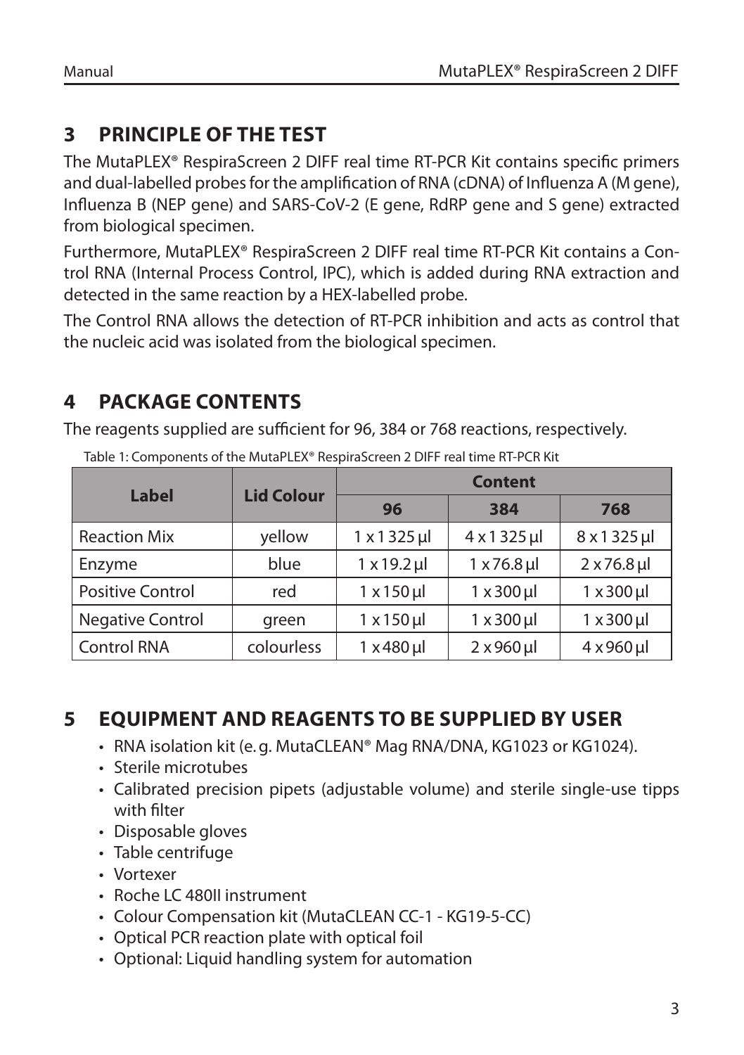## 3 PRINCIPLE OF THE TEST

The MutaPLEX® RespiraScreen 2 DIFF real time RT-PCR Kit contains specific primers and dual-labelled probes for the amplification of RNA (cDNA) of Influenza A (M gene), Influenza B (NEP gene) and SARS-CoV-2 (E gene, RdRP gene and S gene) extracted from biological specimen.

Furthermore, MutaPLEX® RespiraScreen 2 DIFF real time RT-PCR Kit contains a Control RNA (Internal Process Control, IPC), which is added during RNA extraction and detected in the same reaction by a HEX-labelled probe.

The Control RNA allows the detection of RT-PCR inhibition and acts as control that the nucleic acid was isolated from the biological specimen.

## 4 PACKAGE CONTENTS

The reagents supplied are sufficient for 96, 384 or 768 reactions, respectively.

Table 1: Components of the MutaPLEX® RespiraScreen 2 DIFF real time RT-PCR Kit

| Label | Lid Colour | Content | | |
|---|---|---|---|---|
| | | 96 | 384 | 768 |
| Reaction Mix | yellow | 1 x 1 325 µl | 4 x 1 325 µl | 8 x 1 325 µl |
| Enzyme | blue | 1 x 19.2 µl | 1 x 76.8 µl | 2 x 76.8 µl |
| Positive Control | red | 1 x 150 µl | 1 x 300 µl | 1 x 300 µl |
| Negative Control | green | 1 x 150 µl | 1 x 300 µl | 1 x 300 µl |
| Control RNA | colourless | 1 x 480 µl | 2 x 960 µl | 4 x 960 µl |

## 5 EQUIPMENT AND REAGENTS TO BE SUPPLIED BY USER

- RNA isolation kit (e. g. MutaCLEAN® Mag RNA/DNA, KG1023 or KG1024).
- Sterile microtubes
- Calibrated precision pipets (adjustable volume) and sterile single-use tipps with filter
- Disposable gloves
- Table centrifuge
- Vortexer
- Roche LC 480II instrument
- Colour Compensation kit (MutaCLEAN CC-1 - KG19-5-CC)
- Optical PCR reaction plate with optical foil
- Optional: Liquid handling system for automation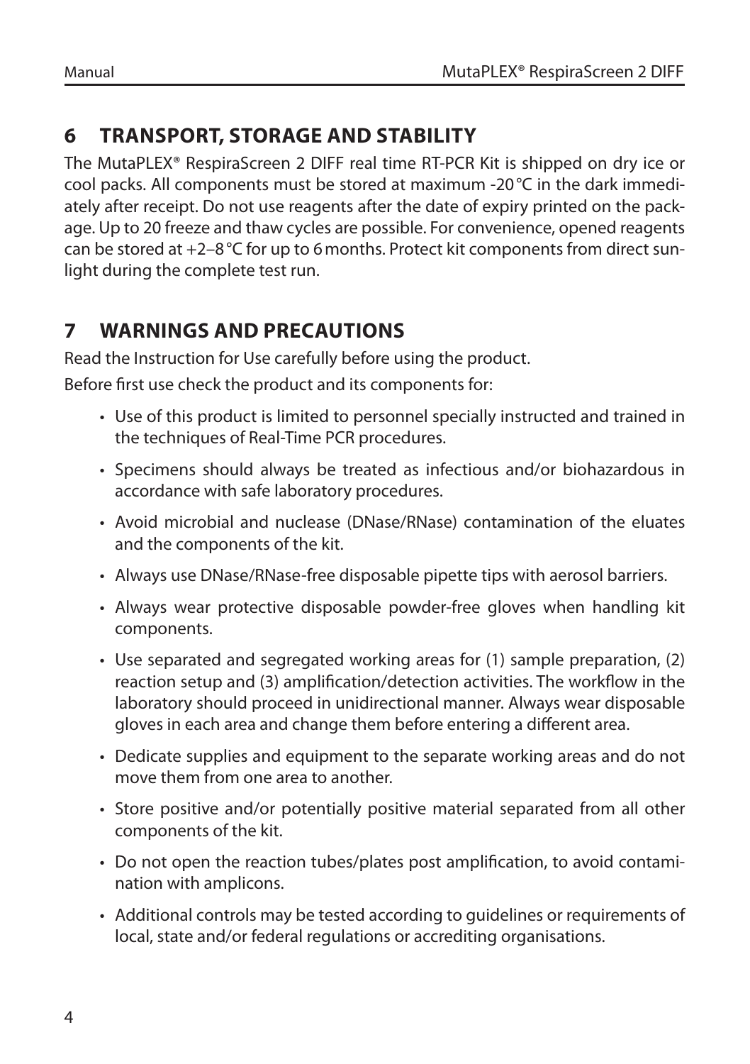## 6 TRANSPORT, STORAGE AND STABILITY

The MutaPLEX® RespiraScreen 2 DIFF real time RT-PCR Kit is shipped on dry ice or cool packs. All components must be stored at maximum -20 °C in the dark immediately after receipt. Do not use reagents after the date of expiry printed on the package. Up to 20 freeze and thaw cycles are possible. For convenience, opened reagents can be stored at +2–8 °C for up to 6 months. Protect kit components from direct sunlight during the complete test run.

## 7 WARNINGS AND PRECAUTIONS

Read the Instruction for Use carefully before using the product.

Before first use check the product and its components for:

- Use of this product is limited to personnel specially instructed and trained in the techniques of Real-Time PCR procedures.
- Specimens should always be treated as infectious and/or biohazardous in accordance with safe laboratory procedures.
- Avoid microbial and nuclease (DNase/RNase) contamination of the eluates and the components of the kit.
- Always use DNase/RNase-free disposable pipette tips with aerosol barriers.
- Always wear protective disposable powder-free gloves when handling kit components.
- Use separated and segregated working areas for (1) sample preparation, (2) reaction setup and (3) amplification/detection activities. The workflow in the laboratory should proceed in unidirectional manner. Always wear disposable gloves in each area and change them before entering a different area.
- Dedicate supplies and equipment to the separate working areas and do not move them from one area to another.
- Store positive and/or potentially positive material separated from all other components of the kit.
- Do not open the reaction tubes/plates post amplification, to avoid contamination with amplicons.
- Additional controls may be tested according to guidelines or requirements of local, state and/or federal regulations or accrediting organisations.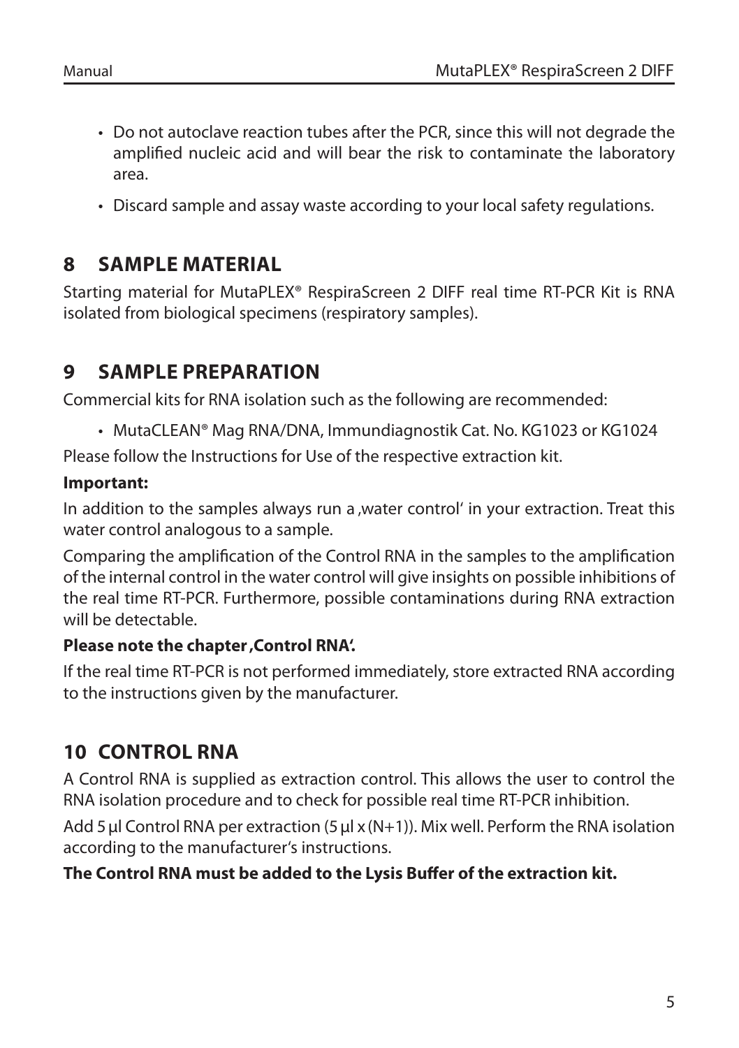- Do not autoclave reaction tubes after the PCR, since this will not degrade the amplified nucleic acid and will bear the risk to contaminate the laboratory area.
- Discard sample and assay waste according to your local safety regulations.

## 8 SAMPLE MATERIAL

Starting material for MutaPLEX® RespiraScreen 2 DIFF real time RT-PCR Kit is RNA isolated from biological specimens (respiratory samples).

## 9 SAMPLE PREPARATION

Commercial kits for RNA isolation such as the following are recommended:

- MutaCLEAN® Mag RNA/DNA, Immundiagnostik Cat. No. KG1023 or KG1024

Please follow the Instructions for Use of the respective extraction kit.

**Important:**

In addition to the samples always run a ,water control' in your extraction. Treat this water control analogous to a sample.

Comparing the amplification of the Control RNA in the samples to the amplification of the internal control in the water control will give insights on possible inhibitions of the real time RT-PCR. Furthermore, possible contaminations during RNA extraction will be detectable.

**Please note the chapter ,Control RNA'.**

If the real time RT-PCR is not performed immediately, store extracted RNA according to the instructions given by the manufacturer.

## 10 CONTROL RNA

A Control RNA is supplied as extraction control. This allows the user to control the RNA isolation procedure and to check for possible real time RT-PCR inhibition.

Add 5 µl Control RNA per extraction (5 µl x (N+1)). Mix well. Perform the RNA isolation according to the manufacturer's instructions.

**The Control RNA must be added to the Lysis Buffer of the extraction kit.**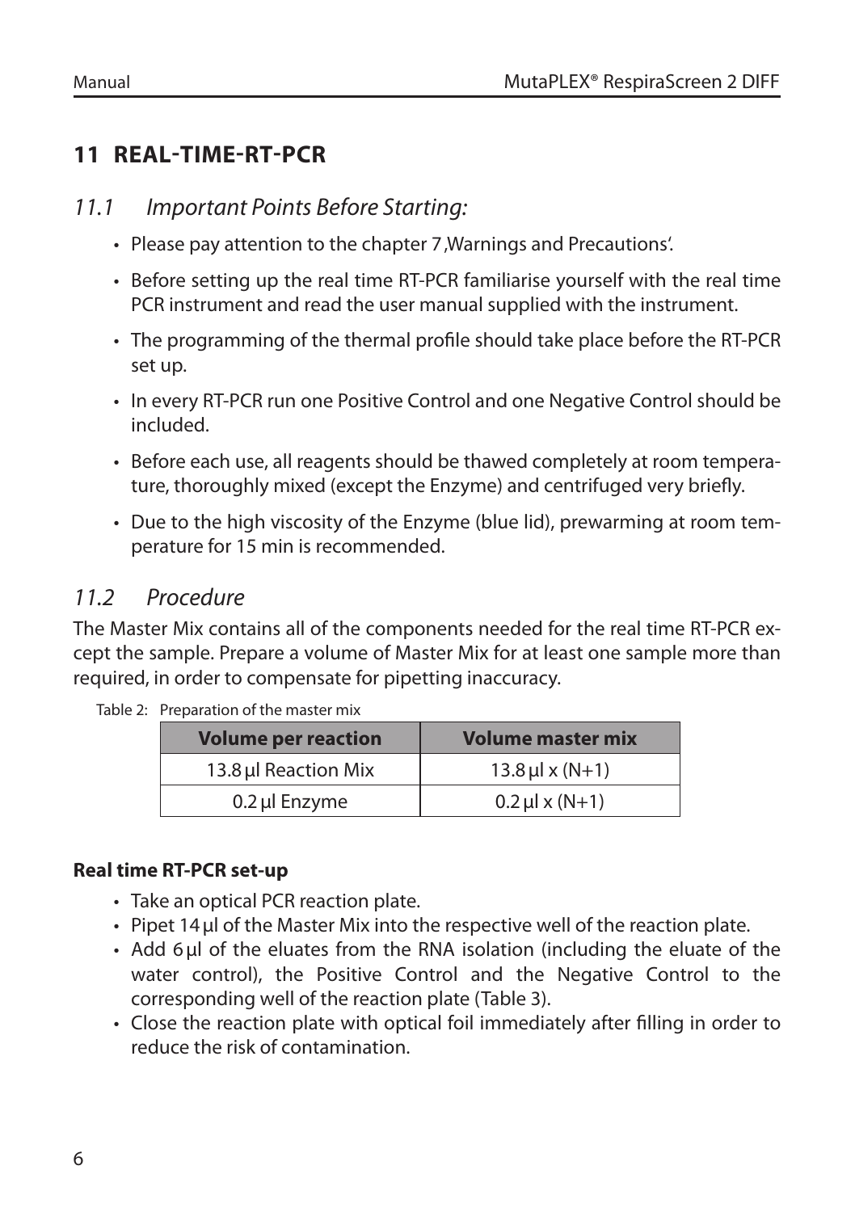# 11 REAL-TIME-RT-PCR

## 11.1 *Important Points Before Starting:*

- Please pay attention to the chapter 7 ,Warnings and Precautions'.
- Before setting up the real time RT-PCR familiarise yourself with the real time PCR instrument and read the user manual supplied with the instrument.
- The programming of the thermal profile should take place before the RT-PCR set up.
- In every RT-PCR run one Positive Control and one Negative Control should be included.
- Before each use, all reagents should be thawed completely at room temperature, thoroughly mixed (except the Enzyme) and centrifuged very briefly.
- Due to the high viscosity of the Enzyme (blue lid), prewarming at room temperature for 15 min is recommended.

## 11.2 *Procedure*

The Master Mix contains all of the components needed for the real time RT-PCR except the sample. Prepare a volume of Master Mix for at least one sample more than required, in order to compensate for pipetting inaccuracy.

Table 2: Preparation of the master mix

| Volume per reaction | Volume master mix |
| --- | --- |
| 13.8 µl Reaction Mix | 13.8 µl x (N+1) |
| 0.2 µl Enzyme | 0.2 µl x (N+1) |

**Real time RT-PCR set-up**

- Take an optical PCR reaction plate.
- Pipet 14 µl of the Master Mix into the respective well of the reaction plate.
- Add 6 µl of the eluates from the RNA isolation (including the eluate of the water control), the Positive Control and the Negative Control to the corresponding well of the reaction plate (Table 3).
- Close the reaction plate with optical foil immediately after filling in order to reduce the risk of contamination.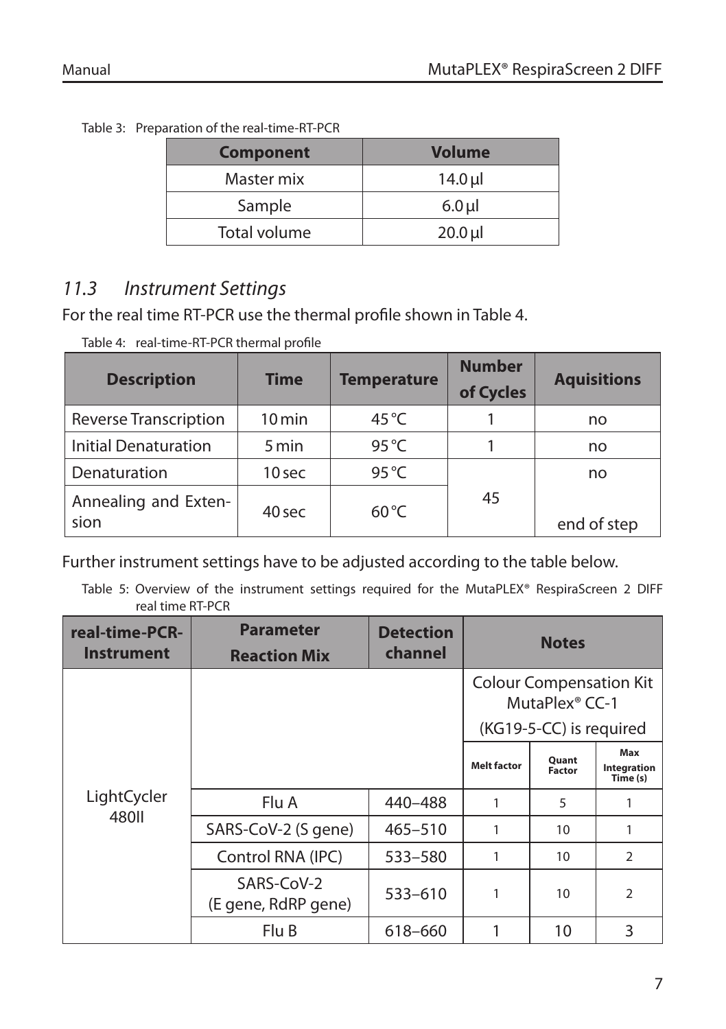Table 3: Preparation of the real-time-RT-PCR

| Component | Volume |
| --- | --- |
| Master mix | 14.0 µl |
| Sample | 6.0 µl |
| Total volume | 20.0 µl |

## *11.3 Instrument Settings*

For the real time RT-PCR use the thermal profile shown in Table 4.

Table 4: real-time-RT-PCR thermal profile

| Description | Time | Temperature | Number of Cycles | Aquisitions |
| --- | --- | --- | --- | --- |
| Reverse Transcription | 10 min | 45 °C | 1 | no |
| Initial Denaturation | 5 min | 95 °C | 1 | no |
| Denaturation | 10 sec | 95 °C | 45 | no |
| Annealing and Extension | 40 sec | 60 °C | | end of step |

Further instrument settings have to be adjusted according to the table below.

Table 5: Overview of the instrument settings required for the MutaPLEX® RespiraScreen 2 DIFF real time RT-PCR

| real-time-PCR-Instrument | Parameter Reaction Mix | Detection channel | Notes | | |
| --- | --- | --- | --- | --- | --- |
| LightCycler 480II | | | Colour Compensation Kit MutaPlex® CC-1 (KG19-5-CC) is required | | |
| | | | Melt factor | Quant Factor | Max Integration Time (s) |
| | Flu A | 440–488 | 1 | 5 | 1 |
| | SARS-CoV-2 (S gene) | 465–510 | 1 | 10 | 1 |
| | Control RNA (IPC) | 533–580 | 1 | 10 | 2 |
| | SARS-CoV-2 (E gene, RdRP gene) | 533–610 | 1 | 10 | 2 |
| | Flu B | 618–660 | 1 | 10 | 3 |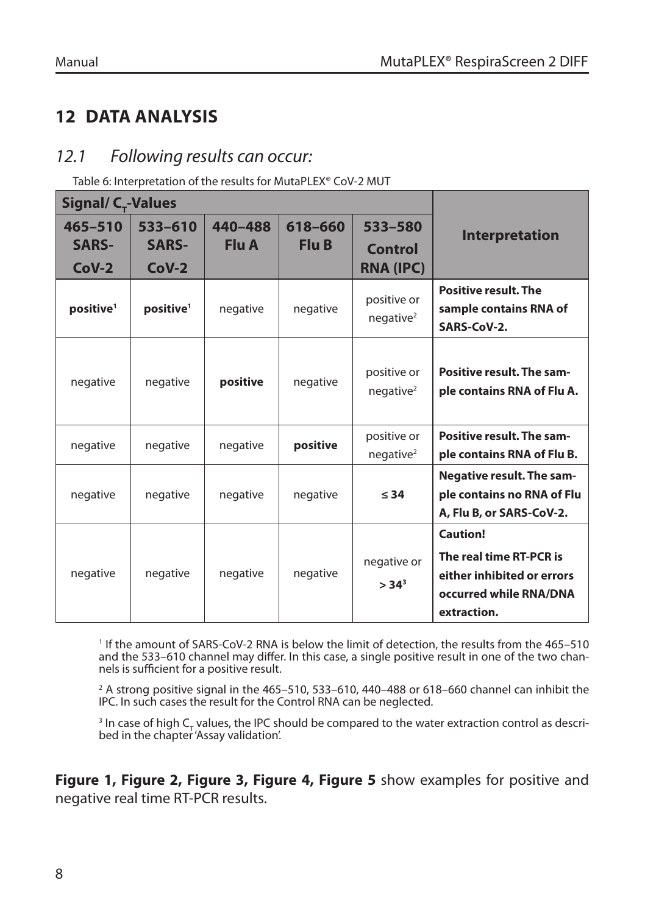# 12 DATA ANALYSIS

## 12.1 *Following results can occur:*

Table 6: Interpretation of the results for MutaPLEX® CoV-2 MUT

| Signal/ $C_T$-Values | | | | | Interpretation |
|---|---|---|---|---|---|
| **465–510 SARS-CoV-2** | **533–610 SARS-CoV-2** | **440–488 Flu A** | **618–660 Flu B** | **533–580 Control RNA (IPC)** | |
| **positive**[1] | **positive**[1] | negative | negative | positive or negative[2] | **Positive result. The sample contains RNA of SARS-CoV-2.** |
| negative | negative | **positive** | negative | positive or negative[2] | **Positive result. The sample contains RNA of Flu A.** |
| negative | negative | negative | **positive** | positive or negative[2] | **Positive result. The sample contains RNA of Flu B.** |
| negative | negative | negative | negative | **≤ 34** | **Negative result. The sample contains no RNA of Flu A, Flu B, or SARS-CoV-2.** |
| negative | negative | negative | negative | negative or **> 34**[3] | **Caution! The real time RT-PCR is either inhibited or errors occurred while RNA/DNA extraction.** |

[1] If the amount of SARS-CoV-2 RNA is below the limit of detection, the results from the 465–510 and the 533–610 channel may differ. In this case, a single positive result in one of the two channels is sufficient for a positive result.

[2] A strong positive signal in the 465–510, 533–610, 440–488 or 618–660 channel can inhibit the IPC. In such cases the result for the Control RNA can be neglected.

[3] In case of high $C_T$ values, the IPC should be compared to the water extraction control as described in the chapter 'Assay validation'.

**Figure 1, Figure 2, Figure 3, Figure 4, Figure 5** show examples for positive and negative real time RT-PCR results.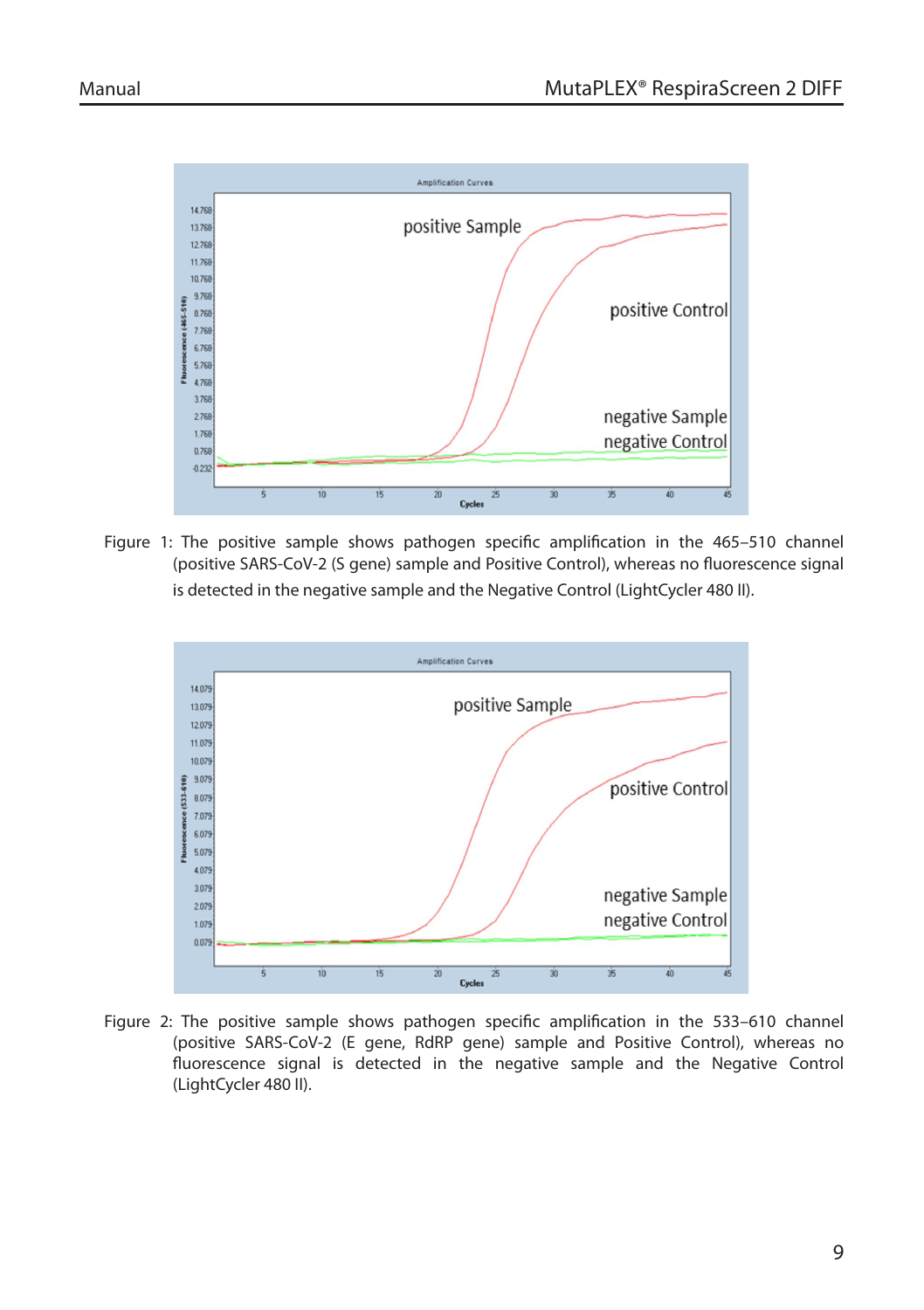Figure 1: The positive sample shows pathogen specific amplification in the 465–510 channel (positive SARS-CoV-2 (S gene) sample and Positive Control), whereas no fluorescence signal is detected in the negative sample and the Negative Control (LightCycler 480 II).

Figure 2: The positive sample shows pathogen specific amplification in the 533–610 channel (positive SARS-CoV-2 (E gene, RdRP gene) sample and Positive Control), whereas no fluorescence signal is detected in the negative sample and the Negative Control (LightCycler 480 II).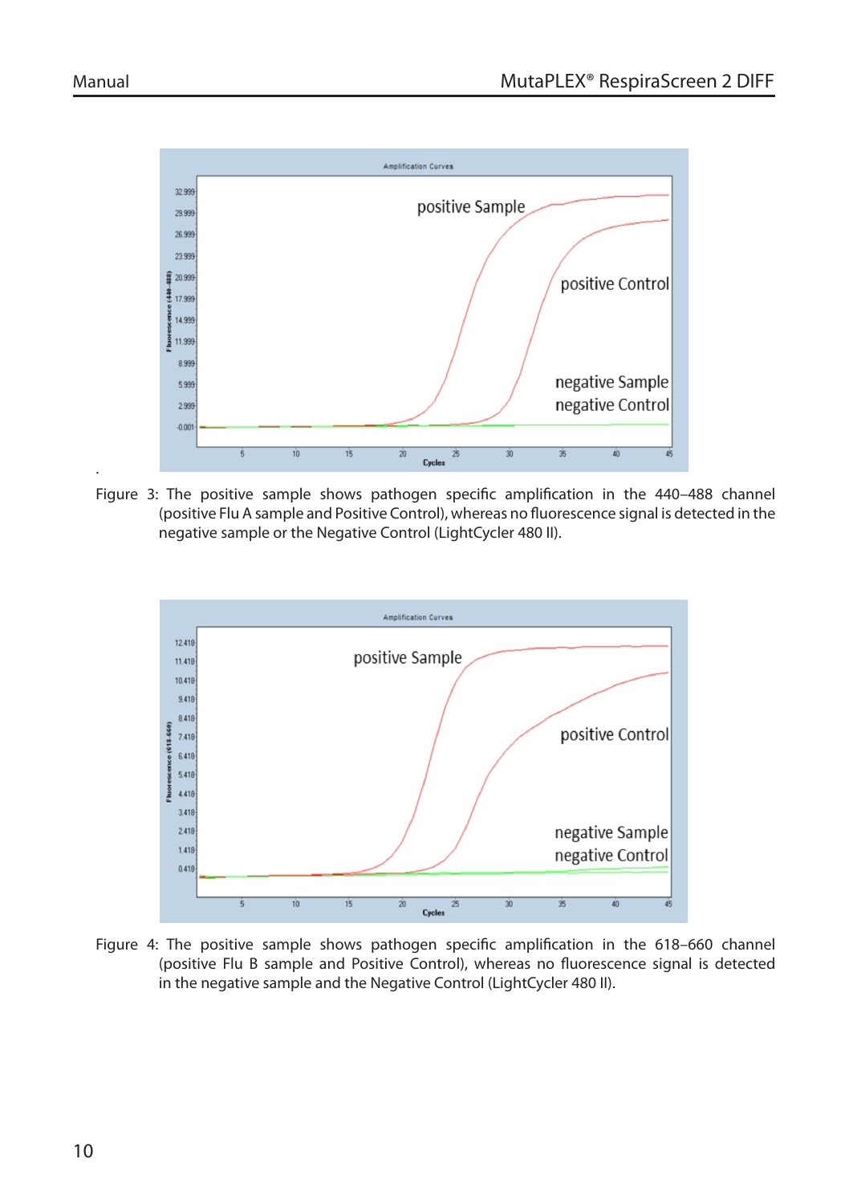Figure 3: The positive sample shows pathogen specific amplification in the 440–488 channel (positive Flu A sample and Positive Control), whereas no fluorescence signal is detected in the negative sample or the Negative Control (LightCycler 480 II).

Figure 4: The positive sample shows pathogen specific amplification in the 618–660 channel (positive Flu B sample and Positive Control), whereas no fluorescence signal is detected in the negative sample and the Negative Control (LightCycler 480 II).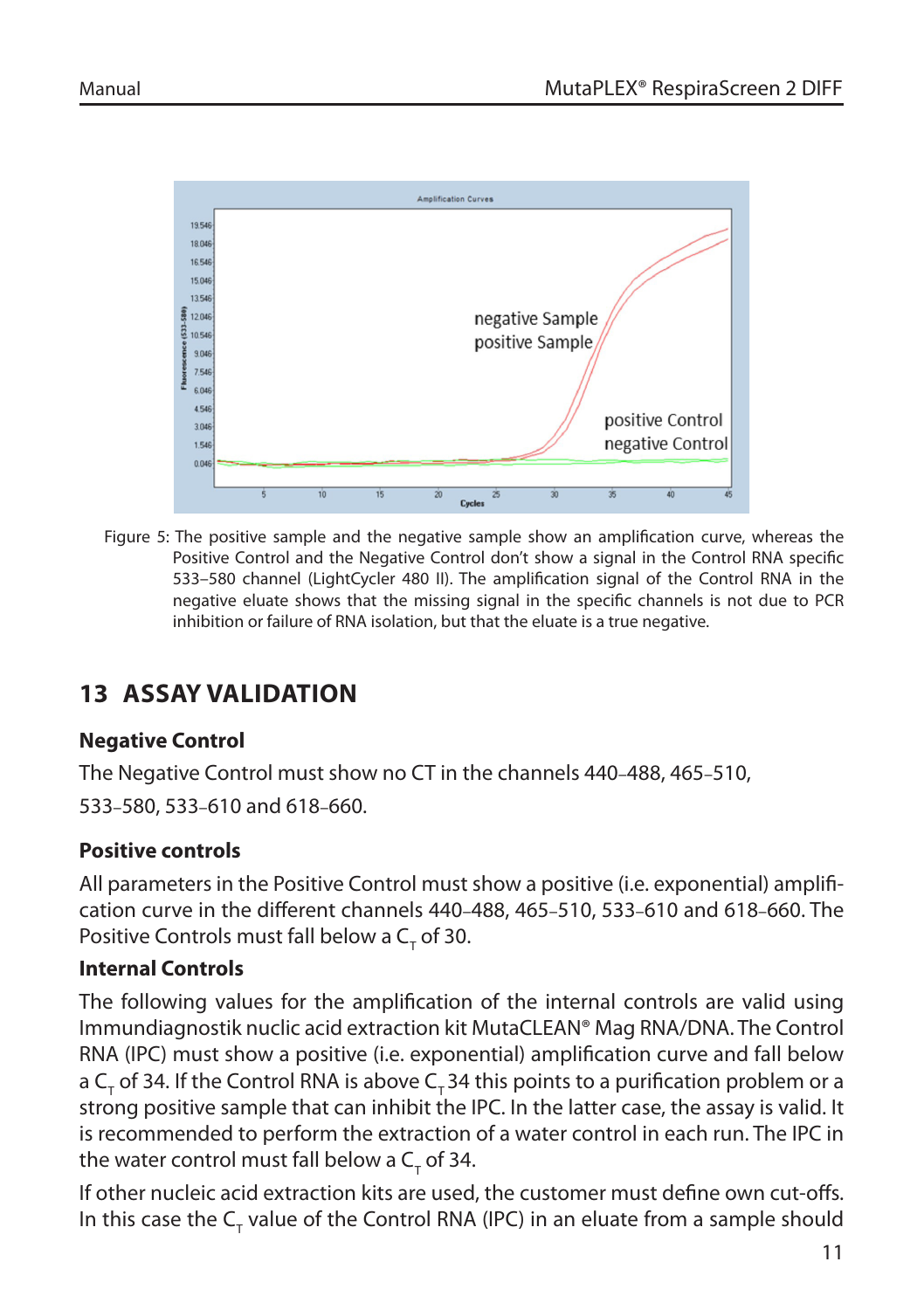Figure 5: The positive sample and the negative sample show an amplification curve, whereas the Positive Control and the Negative Control don't show a signal in the Control RNA specific 533–580 channel (LightCycler 480 II). The amplification signal of the Control RNA in the negative eluate shows that the missing signal in the specific channels is not due to PCR inhibition or failure of RNA isolation, but that the eluate is a true negative.

## 13 ASSAY VALIDATION

### Negative Control

The Negative Control must show no CT in the channels 440–488, 465–510, 533–580, 533–610 and 618–660.

### Positive controls

All parameters in the Positive Control must show a positive (i.e. exponential) amplification curve in the different channels 440–488, 465–510, 533–610 and 618–660. The Positive Controls must fall below a $C_T$ of 30.

### Internal Controls

The following values for the amplification of the internal controls are valid using Immundiagnostik nuclic acid extraction kit MutaCLEAN® Mag RNA/DNA. The Control RNA (IPC) must show a positive (i.e. exponential) amplification curve and fall below a $C_T$ of 34. If the Control RNA is above $C_T$ 34 this points to a purification problem or a strong positive sample that can inhibit the IPC. In the latter case, the assay is valid. It is recommended to perform the extraction of a water control in each run. The IPC in the water control must fall below a $C_T$ of 34.

If other nucleic acid extraction kits are used, the customer must define own cut-offs. In this case the $C_T$ value of the Control RNA (IPC) in an eluate from a sample should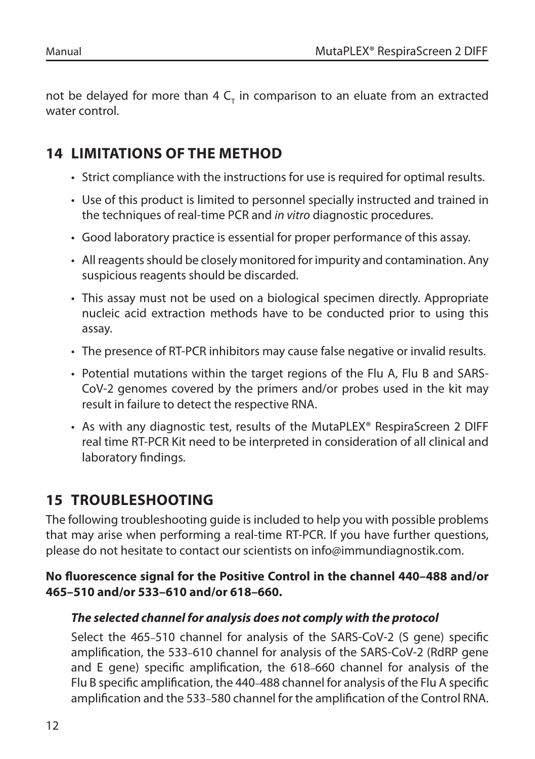not be delayed for more than 4 $C_T$ in comparison to an eluate from an extracted water control.

## 14 LIMITATIONS OF THE METHOD

- Strict compliance with the instructions for use is required for optimal results.
- Use of this product is limited to personnel specially instructed and trained in the techniques of real-time PCR and *in vitro* diagnostic procedures.
- Good laboratory practice is essential for proper performance of this assay.
- All reagents should be closely monitored for impurity and contamination. Any suspicious reagents should be discarded.
- This assay must not be used on a biological specimen directly. Appropriate nucleic acid extraction methods have to be conducted prior to using this assay.
- The presence of RT-PCR inhibitors may cause false negative or invalid results.
- Potential mutations within the target regions of the Flu A, Flu B and SARS-CoV-2 genomes covered by the primers and/or probes used in the kit may result in failure to detect the respective RNA.
- As with any diagnostic test, results of the MutaPLEX® RespiraScreen 2 DIFF real time RT-PCR Kit need to be interpreted in consideration of all clinical and laboratory findings.

## 15 TROUBLESHOOTING

The following troubleshooting guide is included to help you with possible problems that may arise when performing a real-time RT-PCR. If you have further questions, please do not hesitate to contact our scientists on info@immundiagnostik.com.

**No fluorescence signal for the Positive Control in the channel 440–488 and/or 465–510 and/or 533–610 and/or 618–660.**

***The selected channel for analysis does not comply with the protocol***

Select the 465–510 channel for analysis of the SARS-CoV-2 (S gene) specific amplification, the 533–610 channel for analysis of the SARS-CoV-2 (RdRP gene and E gene) specific amplification, the 618–660 channel for analysis of the Flu B specific amplification, the 440–488 channel for analysis of the Flu A specific amplification and the 533–580 channel for the amplification of the Control RNA.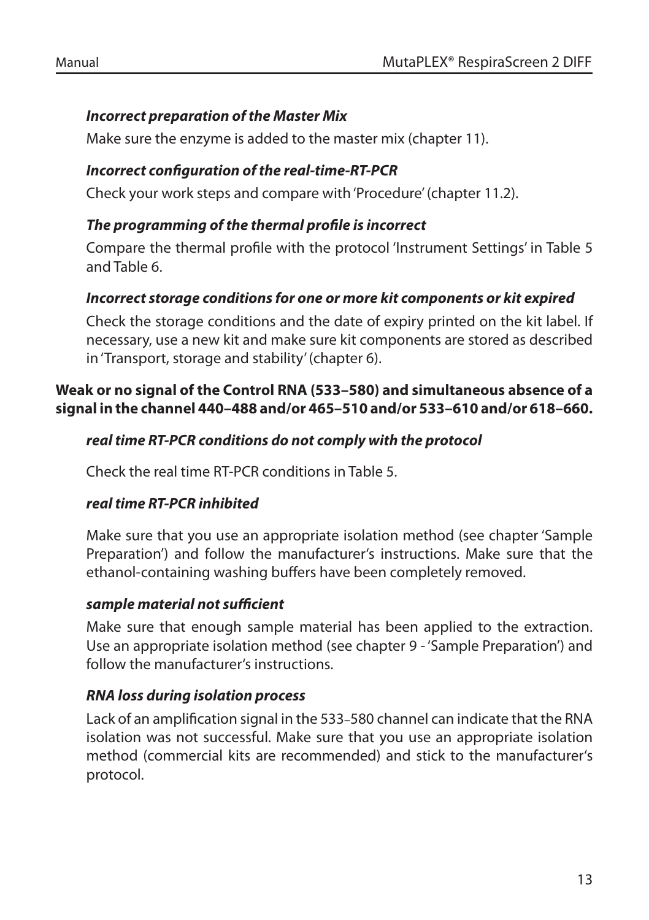***Incorrect preparation of the Master Mix***

Make sure the enzyme is added to the master mix (chapter 11).

***Incorrect configuration of the real-time-RT-PCR***

Check your work steps and compare with 'Procedure' (chapter 11.2).

***The programming of the thermal profile is incorrect***

Compare the thermal profile with the protocol 'Instrument Settings' in Table 5 and Table 6.

***Incorrect storage conditions for one or more kit components or kit expired***

Check the storage conditions and the date of expiry printed on the kit label. If necessary, use a new kit and make sure kit components are stored as described in 'Transport, storage and stability' (chapter 6).

**Weak or no signal of the Control RNA (533–580) and simultaneous absence of a signal in the channel 440–488 and/or 465–510 and/or 533–610 and/or 618–660.**

***real time RT-PCR conditions do not comply with the protocol***

Check the real time RT-PCR conditions in Table 5.

***real time RT-PCR inhibited***

Make sure that you use an appropriate isolation method (see chapter 'Sample Preparation') and follow the manufacturer's instructions. Make sure that the ethanol-containing washing buffers have been completely removed.

***sample material not sufficient***

Make sure that enough sample material has been applied to the extraction. Use an appropriate isolation method (see chapter 9 - 'Sample Preparation') and follow the manufacturer's instructions.

***RNA loss during isolation process***

Lack of an amplification signal in the 533–580 channel can indicate that the RNA isolation was not successful. Make sure that you use an appropriate isolation method (commercial kits are recommended) and stick to the manufacturer's protocol.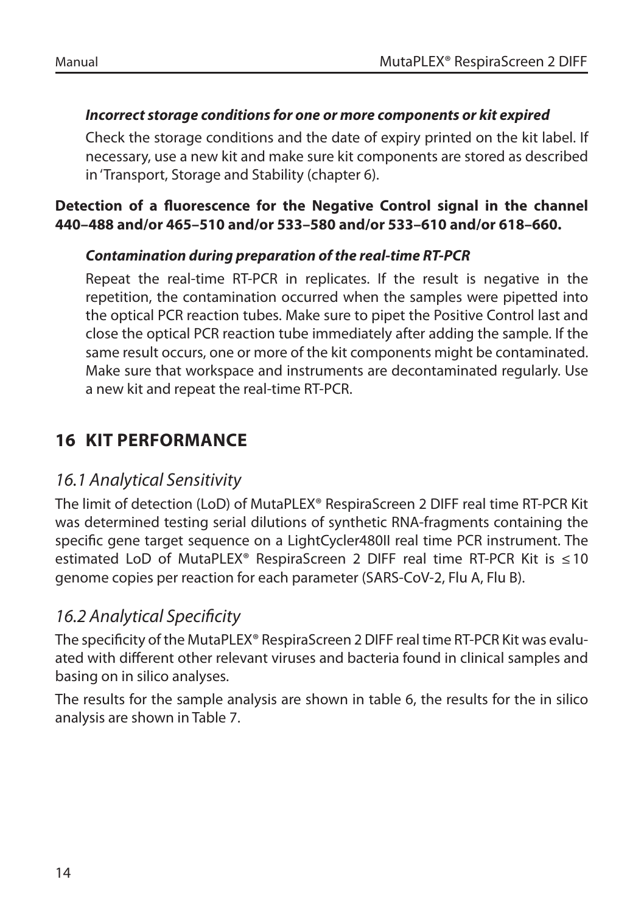***Incorrect storage conditions for one or more components or kit expired***

Check the storage conditions and the date of expiry printed on the kit label. If necessary, use a new kit and make sure kit components are stored as described in 'Transport, Storage and Stability (chapter 6).

**Detection of a fluorescence for the Negative Control signal in the channel 440–488 and/or 465–510 and/or 533–580 and/or 533–610 and/or 618–660.**

***Contamination during preparation of the real-time RT-PCR***

Repeat the real-time RT-PCR in replicates. If the result is negative in the repetition, the contamination occurred when the samples were pipetted into the optical PCR reaction tubes. Make sure to pipet the Positive Control last and close the optical PCR reaction tube immediately after adding the sample. If the same result occurs, one or more of the kit components might be contaminated. Make sure that workspace and instruments are decontaminated regularly. Use a new kit and repeat the real-time RT-PCR.

# 16 KIT PERFORMANCE

## *16.1 Analytical Sensitivity*

The limit of detection (LoD) of MutaPLEX® RespiraScreen 2 DIFF real time RT-PCR Kit was determined testing serial dilutions of synthetic RNA-fragments containing the specific gene target sequence on a LightCycler480II real time PCR instrument. The estimated LoD of MutaPLEX® RespiraScreen 2 DIFF real time RT-PCR Kit is ≤ 10 genome copies per reaction for each parameter (SARS-CoV-2, Flu A, Flu B).

## *16.2 Analytical Specificity*

The specificity of the MutaPLEX® RespiraScreen 2 DIFF real time RT-PCR Kit was evaluated with different other relevant viruses and bacteria found in clinical samples and basing on in silico analyses.

The results for the sample analysis are shown in table 6, the results for the in silico analysis are shown in Table 7.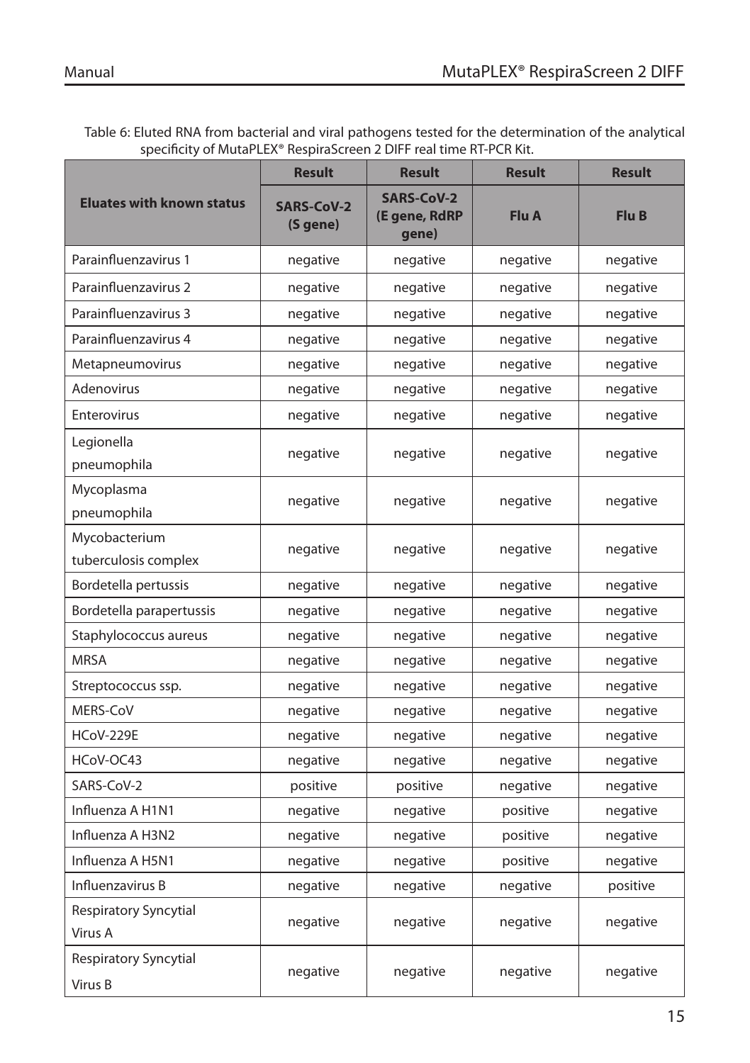Table 6: Eluted RNA from bacterial and viral pathogens tested for the determination of the analytical specificity of MutaPLEX® RespiraScreen 2 DIFF real time RT-PCR Kit.

| Eluates with known status | Result | Result | Result | Result |
|---|---|---|---|---|
| | SARS-CoV-2 (S gene) | SARS-CoV-2 (E gene, RdRP gene) | Flu A | Flu B |
| Parainfluenzavirus 1 | negative | negative | negative | negative |
| Parainfluenzavirus 2 | negative | negative | negative | negative |
| Parainfluenzavirus 3 | negative | negative | negative | negative |
| Parainfluenzavirus 4 | negative | negative | negative | negative |
| Metapneumovirus | negative | negative | negative | negative |
| Adenovirus | negative | negative | negative | negative |
| Enterovirus | negative | negative | negative | negative |
| Legionella pneumophila | negative | negative | negative | negative |
| Mycoplasma pneumophila | negative | negative | negative | negative |
| Mycobacterium tuberculosis complex | negative | negative | negative | negative |
| Bordetella pertussis | negative | negative | negative | negative |
| Bordetella parapertussis | negative | negative | negative | negative |
| Staphylococcus aureus | negative | negative | negative | negative |
| MRSA | negative | negative | negative | negative |
| Streptococcus ssp. | negative | negative | negative | negative |
| MERS-CoV | negative | negative | negative | negative |
| HCoV-229E | negative | negative | negative | negative |
| HCoV-OC43 | negative | negative | negative | negative |
| SARS-CoV-2 | positive | positive | negative | negative |
| Influenza A H1N1 | negative | negative | positive | negative |
| Influenza A H3N2 | negative | negative | positive | negative |
| Influenza A H5N1 | negative | negative | positive | negative |
| Influenzavirus B | negative | negative | negative | positive |
| Respiratory Syncytial Virus A | negative | negative | negative | negative |
| Respiratory Syncytial Virus B | negative | negative | negative | negative |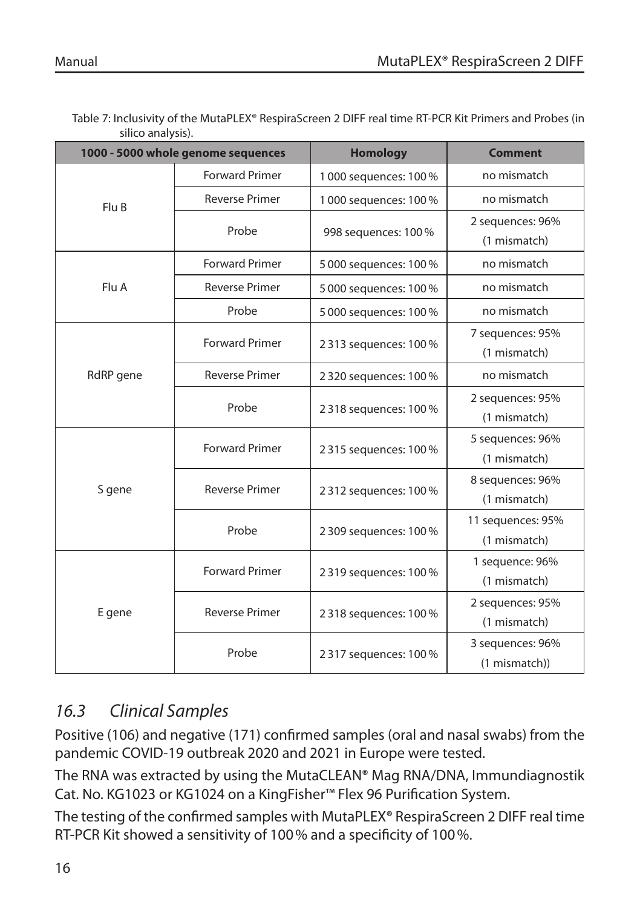Table 7: Inclusivity of the MutaPLEX® RespiraScreen 2 DIFF real time RT-PCR Kit Primers and Probes (in silico analysis).

| 1000 - 5000 whole genome sequences | | Homology | Comment |
|---|---|---|---|
| Flu B | Forward Primer | 1 000 sequences: 100 % | no mismatch |
| | Reverse Primer | 1 000 sequences: 100 % | no mismatch |
| | Probe | 998 sequences: 100 % | 2 sequences: 96% (1 mismatch) |
| Flu A | Forward Primer | 5 000 sequences: 100 % | no mismatch |
| | Reverse Primer | 5 000 sequences: 100 % | no mismatch |
| | Probe | 5 000 sequences: 100 % | no mismatch |
| RdRP gene | Forward Primer | 2 313 sequences: 100 % | 7 sequences: 95% (1 mismatch) |
| | Reverse Primer | 2 320 sequences: 100 % | no mismatch |
| | Probe | 2 318 sequences: 100 % | 2 sequences: 95% (1 mismatch) |
| S gene | Forward Primer | 2 315 sequences: 100 % | 5 sequences: 96% (1 mismatch) |
| | Reverse Primer | 2 312 sequences: 100 % | 8 sequences: 96% (1 mismatch) |
| | Probe | 2 309 sequences: 100 % | 11 sequences: 95% (1 mismatch) |
| E gene | Forward Primer | 2 319 sequences: 100 % | 1 sequence: 96% (1 mismatch) |
| | Reverse Primer | 2 318 sequences: 100 % | 2 sequences: 95% (1 mismatch) |
| | Probe | 2 317 sequences: 100 % | 3 sequences: 96% (1 mismatch)) |

## *16.3 Clinical Samples*

Positive (106) and negative (171) confirmed samples (oral and nasal swabs) from the pandemic COVID-19 outbreak 2020 and 2021 in Europe were tested.

The RNA was extracted by using the MutaCLEAN® Mag RNA/DNA, Immundiagnostik Cat. No. KG1023 or KG1024 on a KingFisher™ Flex 96 Purification System.

The testing of the confirmed samples with MutaPLEX® RespiraScreen 2 DIFF real time RT-PCR Kit showed a sensitivity of 100 % and a specificity of 100 %.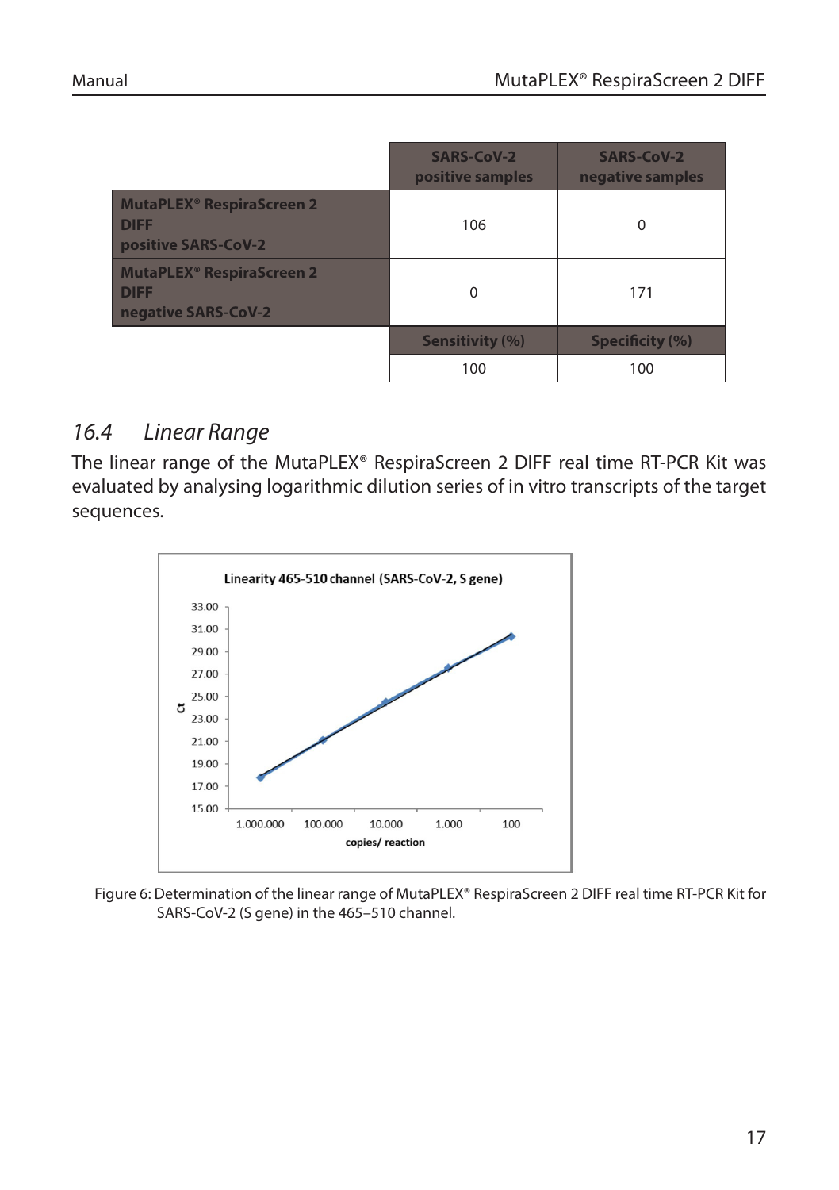| | SARS-CoV-2 positive samples | SARS-CoV-2 negative samples |
|---|---|---|
| **MutaPLEX® RespiraScreen 2 DIFF positive SARS-CoV-2** | 106 | 0 |
| **MutaPLEX® RespiraScreen 2 DIFF negative SARS-CoV-2** | 0 | 171 |
| | **Sensitivity (%)** | **Specificity (%)** |
| | 100 | 100 |

## *16.4 Linear Range*

The linear range of the MutaPLEX® RespiraScreen 2 DIFF real time RT-PCR Kit was evaluated by analysing logarithmic dilution series of in vitro transcripts of the target sequences.

Figure 6: Determination of the linear range of MutaPLEX® RespiraScreen 2 DIFF real time RT-PCR Kit for SARS-CoV-2 (S gene) in the 465–510 channel.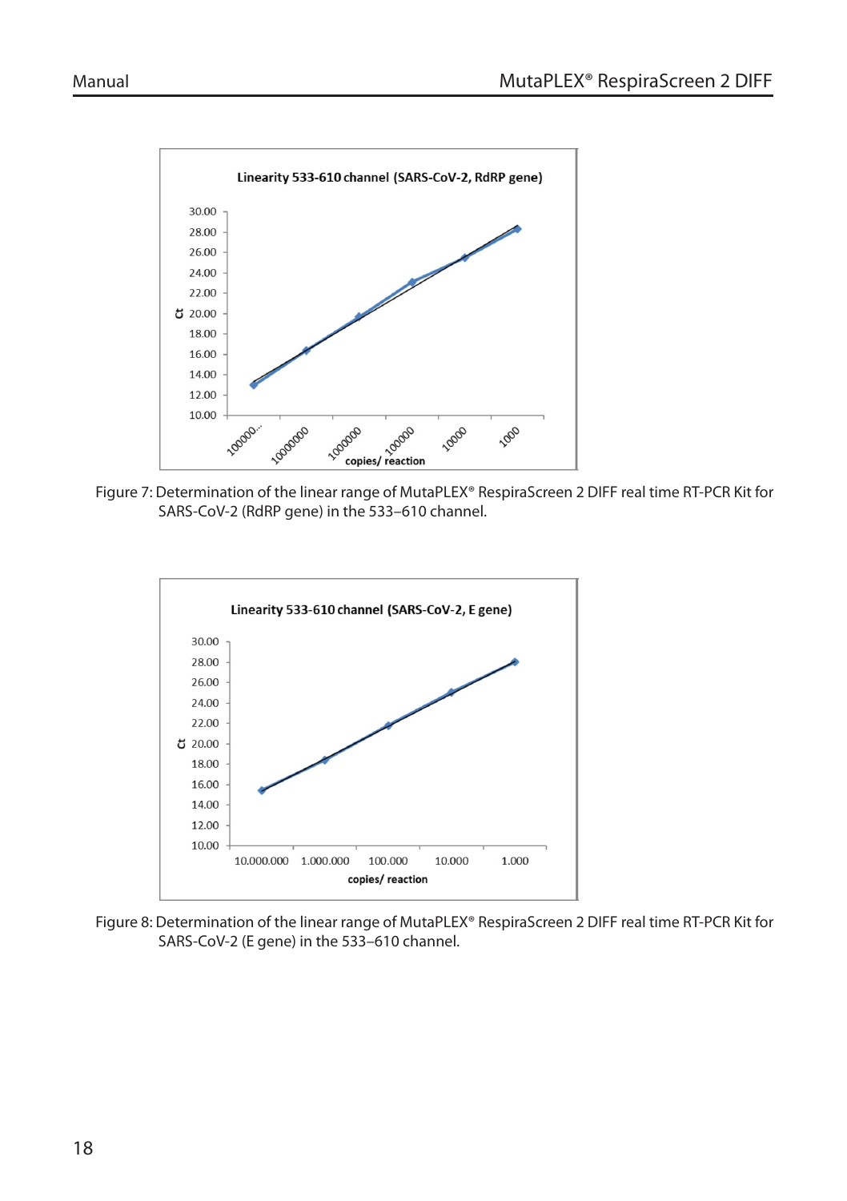Figure 7: Determination of the linear range of MutaPLEX® RespiraScreen 2 DIFF real time RT-PCR Kit for SARS-CoV-2 (RdRP gene) in the 533–610 channel.

Figure 8: Determination of the linear range of MutaPLEX® RespiraScreen 2 DIFF real time RT-PCR Kit for SARS-CoV-2 (E gene) in the 533–610 channel.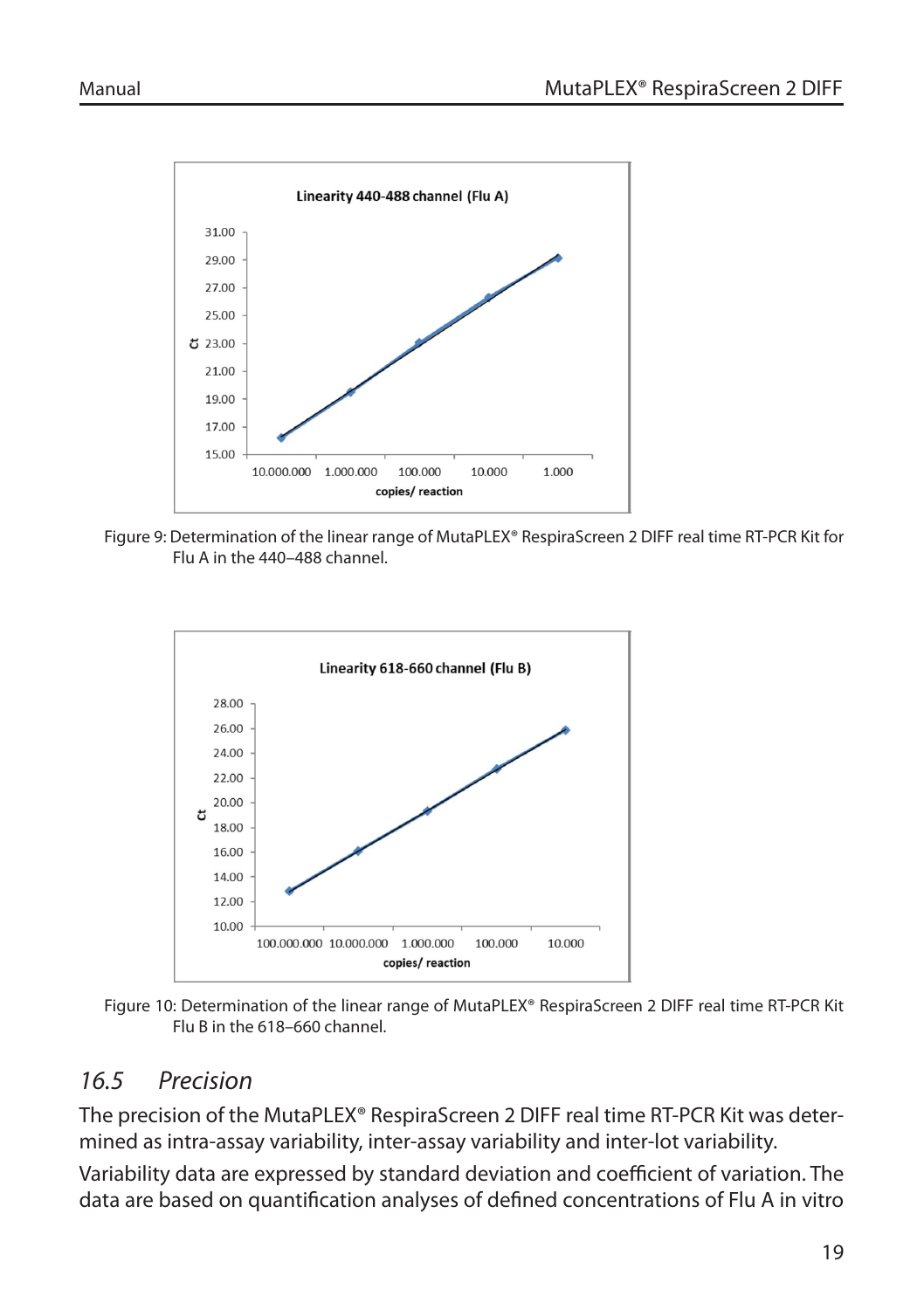Figure 9: Determination of the linear range of MutaPLEX® RespiraScreen 2 DIFF real time RT-PCR Kit for Flu A in the 440–488 channel.

Figure 10: Determination of the linear range of MutaPLEX® RespiraScreen 2 DIFF real time RT-PCR Kit Flu B in the 618–660 channel.

## 16.5 Precision

The precision of the MutaPLEX® RespiraScreen 2 DIFF real time RT-PCR Kit was determined as intra-assay variability, inter-assay variability and inter-lot variability.

Variability data are expressed by standard deviation and coefficient of variation. The data are based on quantification analyses of defined concentrations of Flu A in vitro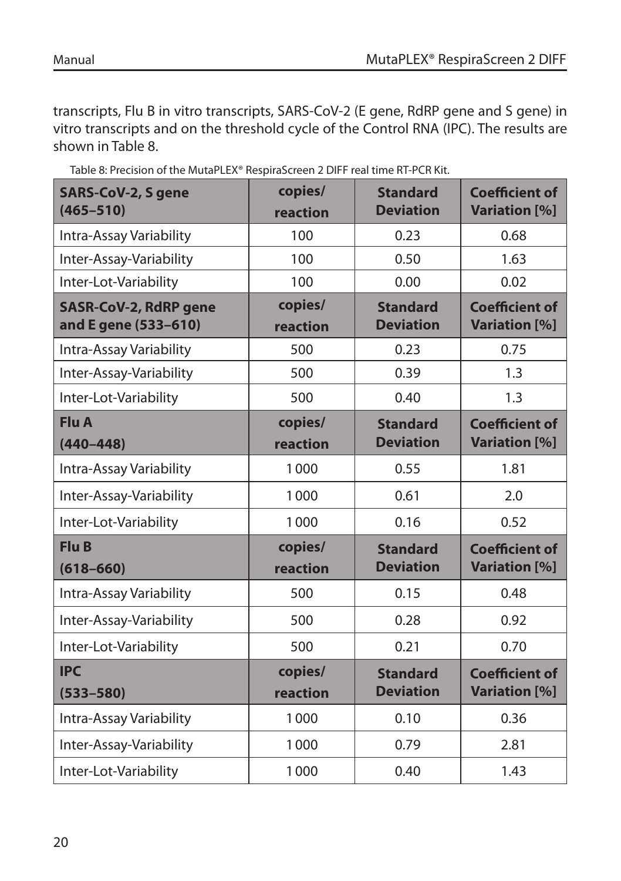transcripts, Flu B in vitro transcripts, SARS-CoV-2 (E gene, RdRP gene and S gene) in vitro transcripts and on the threshold cycle of the Control RNA (IPC). The results are shown in Table 8.

Table 8: Precision of the MutaPLEX® RespiraScreen 2 DIFF real time RT-PCR Kit.

| **SARS-CoV-2, S gene (465–510)** | **copies/ reaction** | **Standard Deviation** | **Coefficient of Variation [%]** |
|---|---|---|---|
| Intra-Assay Variability | 100 | 0.23 | 0.68 |
| Inter-Assay-Variability | 100 | 0.50 | 1.63 |
| Inter-Lot-Variability | 100 | 0.00 | 0.02 |
| **SASR-CoV-2, RdRP gene and E gene (533–610)** | **copies/ reaction** | **Standard Deviation** | **Coefficient of Variation [%]** |
| Intra-Assay Variability | 500 | 0.23 | 0.75 |
| Inter-Assay-Variability | 500 | 0.39 | 1.3 |
| Inter-Lot-Variability | 500 | 0.40 | 1.3 |
| **Flu A (440–448)** | **copies/ reaction** | **Standard Deviation** | **Coefficient of Variation [%]** |
| Intra-Assay Variability | 1 000 | 0.55 | 1.81 |
| Inter-Assay-Variability | 1 000 | 0.61 | 2.0 |
| Inter-Lot-Variability | 1 000 | 0.16 | 0.52 |
| **Flu B (618–660)** | **copies/ reaction** | **Standard Deviation** | **Coefficient of Variation [%]** |
| Intra-Assay Variability | 500 | 0.15 | 0.48 |
| Inter-Assay-Variability | 500 | 0.28 | 0.92 |
| Inter-Lot-Variability | 500 | 0.21 | 0.70 |
| **IPC (533–580)** | **copies/ reaction** | **Standard Deviation** | **Coefficient of Variation [%]** |
| Intra-Assay Variability | 1 000 | 0.10 | 0.36 |
| Inter-Assay-Variability | 1 000 | 0.79 | 2.81 |
| Inter-Lot-Variability | 1 000 | 0.40 | 1.43 |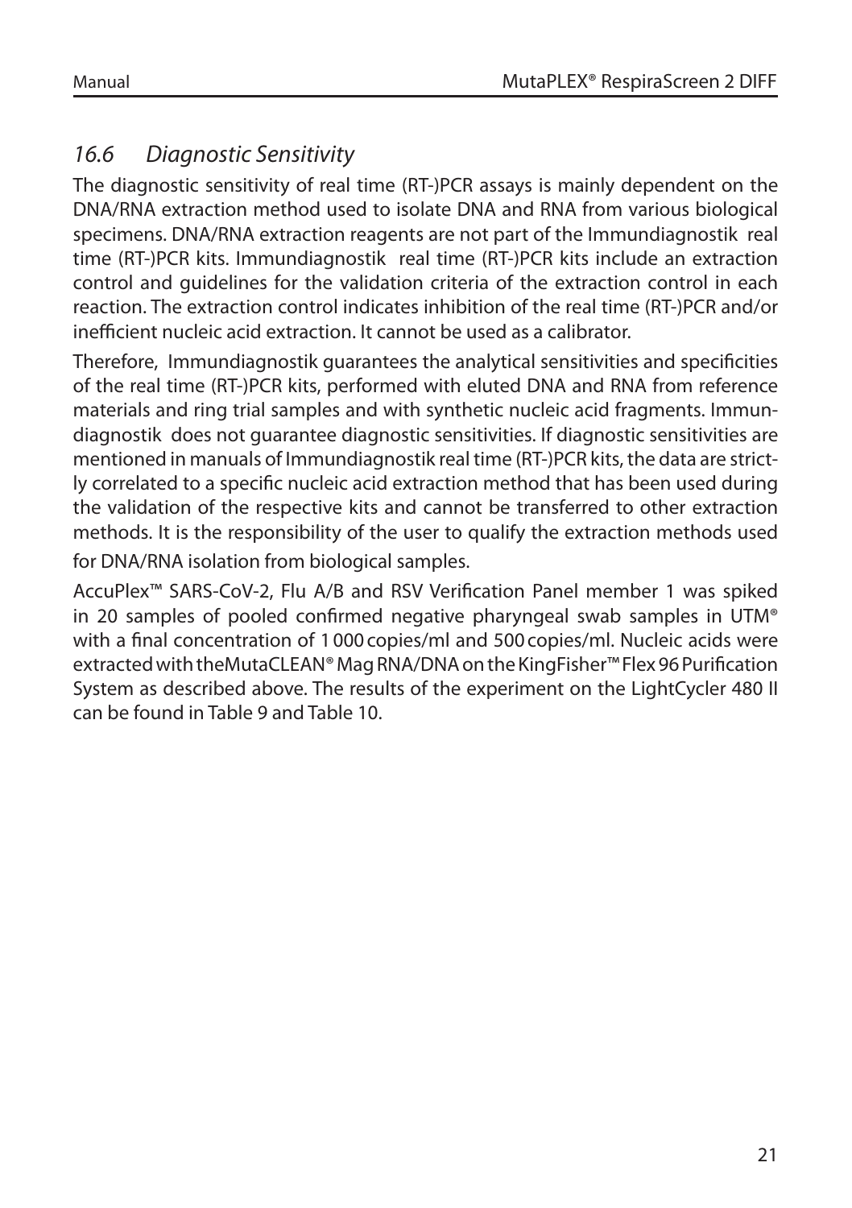## *16.6 Diagnostic Sensitivity*

The diagnostic sensitivity of real time (RT-)PCR assays is mainly dependent on the DNA/RNA extraction method used to isolate DNA and RNA from various biological specimens. DNA/RNA extraction reagents are not part of the Immundiagnostik real time (RT-)PCR kits. Immundiagnostik real time (RT-)PCR kits include an extraction control and guidelines for the validation criteria of the extraction control in each reaction. The extraction control indicates inhibition of the real time (RT-)PCR and/or inefficient nucleic acid extraction. It cannot be used as a calibrator.

Therefore, Immundiagnostik guarantees the analytical sensitivities and specificities of the real time (RT-)PCR kits, performed with eluted DNA and RNA from reference materials and ring trial samples and with synthetic nucleic acid fragments. Immundiagnostik does not guarantee diagnostic sensitivities. If diagnostic sensitivities are mentioned in manuals of Immundiagnostik real time (RT-)PCR kits, the data are strictly correlated to a specific nucleic acid extraction method that has been used during the validation of the respective kits and cannot be transferred to other extraction methods. It is the responsibility of the user to qualify the extraction methods used for DNA/RNA isolation from biological samples.

AccuPlex™ SARS-CoV-2, Flu A/B and RSV Verification Panel member 1 was spiked in 20 samples of pooled confirmed negative pharyngeal swab samples in UTM® with a final concentration of 1 000 copies/ml and 500 copies/ml. Nucleic acids were extracted with theMutaCLEAN® Mag RNA/DNA on the KingFisher™ Flex 96 Purification System as described above. The results of the experiment on the LightCycler 480 II can be found in Table 9 and Table 10.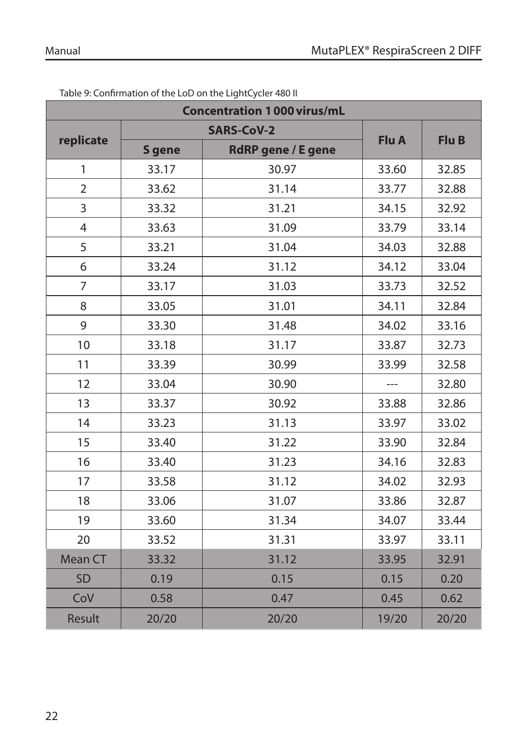Table 9: Confirmation of the LoD on the LightCycler 480 II

| Concentration 1 000 virus/mL | | | | |
|---|---|---|---|---|
| replicate | SARS-CoV-2 | | Flu A | Flu B |
| | S gene | RdRP gene / E gene | | |
| 1 | 33.17 | 30.97 | 33.60 | 32.85 |
| 2 | 33.62 | 31.14 | 33.77 | 32.88 |
| 3 | 33.32 | 31.21 | 34.15 | 32.92 |
| 4 | 33.63 | 31.09 | 33.79 | 33.14 |
| 5 | 33.21 | 31.04 | 34.03 | 32.88 |
| 6 | 33.24 | 31.12 | 34.12 | 33.04 |
| 7 | 33.17 | 31.03 | 33.73 | 32.52 |
| 8 | 33.05 | 31.01 | 34.11 | 32.84 |
| 9 | 33.30 | 31.48 | 34.02 | 33.16 |
| 10 | 33.18 | 31.17 | 33.87 | 32.73 |
| 11 | 33.39 | 30.99 | 33.99 | 32.58 |
| 12 | 33.04 | 30.90 | --- | 32.80 |
| 13 | 33.37 | 30.92 | 33.88 | 32.86 |
| 14 | 33.23 | 31.13 | 33.97 | 33.02 |
| 15 | 33.40 | 31.22 | 33.90 | 32.84 |
| 16 | 33.40 | 31.23 | 34.16 | 32.83 |
| 17 | 33.58 | 31.12 | 34.02 | 32.93 |
| 18 | 33.06 | 31.07 | 33.86 | 32.87 |
| 19 | 33.60 | 31.34 | 34.07 | 33.44 |
| 20 | 33.52 | 31.31 | 33.97 | 33.11 |
| Mean CT | 33.32 | 31.12 | 33.95 | 32.91 |
| SD | 0.19 | 0.15 | 0.15 | 0.20 |
| CoV | 0.58 | 0.47 | 0.45 | 0.62 |
| Result | 20/20 | 20/20 | 19/20 | 20/20 |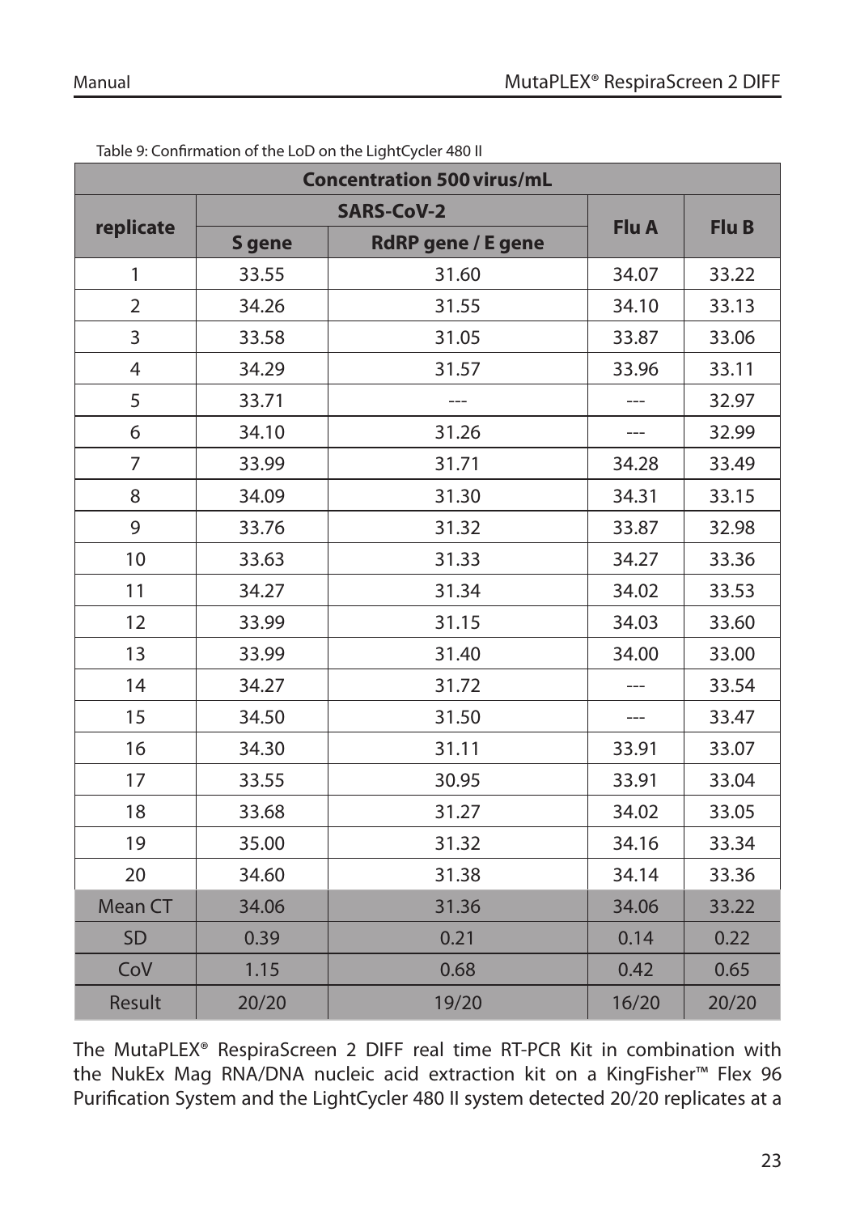Table 9: Confirmation of the LoD on the LightCycler 480 II

| Concentration 500 virus/mL | | | | |
|---|---|---|---|---|
| replicate | SARS-CoV-2 | | Flu A | Flu B |
| | S gene | RdRP gene / E gene | | |
| 1 | 33.55 | 31.60 | 34.07 | 33.22 |
| 2 | 34.26 | 31.55 | 34.10 | 33.13 |
| 3 | 33.58 | 31.05 | 33.87 | 33.06 |
| 4 | 34.29 | 31.57 | 33.96 | 33.11 |
| 5 | 33.71 | --- | --- | 32.97 |
| 6 | 34.10 | 31.26 | --- | 32.99 |
| 7 | 33.99 | 31.71 | 34.28 | 33.49 |
| 8 | 34.09 | 31.30 | 34.31 | 33.15 |
| 9 | 33.76 | 31.32 | 33.87 | 32.98 |
| 10 | 33.63 | 31.33 | 34.27 | 33.36 |
| 11 | 34.27 | 31.34 | 34.02 | 33.53 |
| 12 | 33.99 | 31.15 | 34.03 | 33.60 |
| 13 | 33.99 | 31.40 | 34.00 | 33.00 |
| 14 | 34.27 | 31.72 | --- | 33.54 |
| 15 | 34.50 | 31.50 | --- | 33.47 |
| 16 | 34.30 | 31.11 | 33.91 | 33.07 |
| 17 | 33.55 | 30.95 | 33.91 | 33.04 |
| 18 | 33.68 | 31.27 | 34.02 | 33.05 |
| 19 | 35.00 | 31.32 | 34.16 | 33.34 |
| 20 | 34.60 | 31.38 | 34.14 | 33.36 |
| Mean CT | 34.06 | 31.36 | 34.06 | 33.22 |
| SD | 0.39 | 0.21 | 0.14 | 0.22 |
| CoV | 1.15 | 0.68 | 0.42 | 0.65 |
| Result | 20/20 | 19/20 | 16/20 | 20/20 |

The MutaPLEX® RespiraScreen 2 DIFF real time RT-PCR Kit in combination with the NukEx Mag RNA/DNA nucleic acid extraction kit on a KingFisher™ Flex 96 Purification System and the LightCycler 480 II system detected 20/20 replicates at a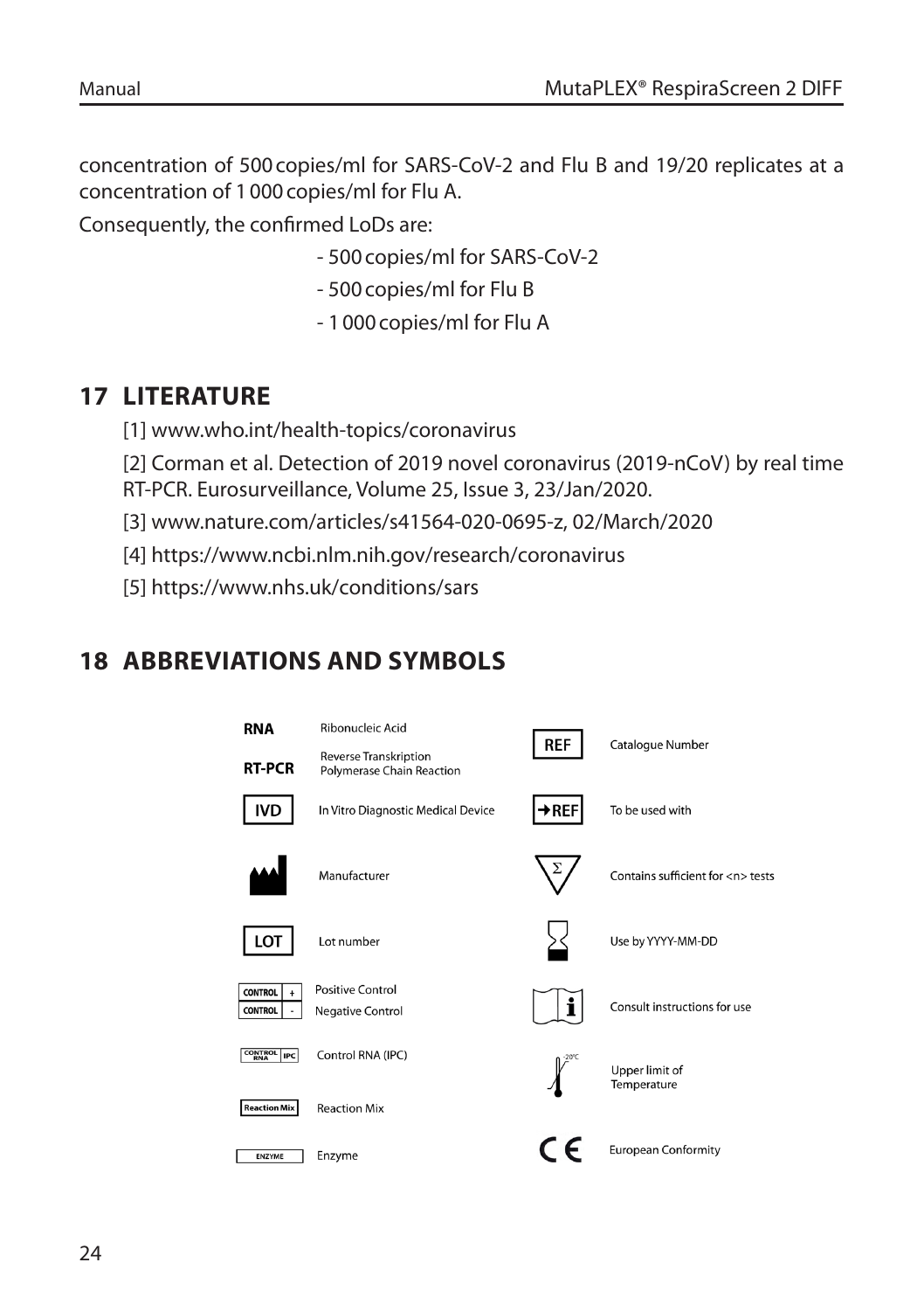concentration of 500 copies/ml for SARS-CoV-2 and Flu B and 19/20 replicates at a concentration of 1 000 copies/ml for Flu A.

Consequently, the confirmed LoDs are:

- 500 copies/ml for SARS-CoV-2
- 500 copies/ml for Flu B
- 1 000 copies/ml for Flu A

## 17 LITERATURE

[1] www.who.int/health-topics/coronavirus

[2] Corman et al. Detection of 2019 novel coronavirus (2019-nCoV) by real time RT-PCR. Eurosurveillance, Volume 25, Issue 3, 23/Jan/2020.

[3] www.nature.com/articles/s41564-020-0695-z, 02/March/2020

[4] https://www.ncbi.nlm.nih.gov/research/coronavirus

[5] https://www.nhs.uk/conditions/sars

## 18 ABBREVIATIONS AND SYMBOLS

| Symbol | Meaning | Symbol | Meaning |
|---|---|---|---|
| RNA | Ribonucleic Acid | REF | Catalogue Number |
| RT-PCR | Reverse Transkription Polymerase Chain Reaction | | |
| IVD | In Vitro Diagnostic Medical Device | →REF | To be used with |
| | Manufacturer | Σ | Contains sufficient for <n> tests |
| LOT | Lot number | | Use by YYYY-MM-DD |
| CONTROL + | Positive Control | | Consult instructions for use |
| CONTROL - | Negative Control | | |
| CONTROL RNA IPC | Control RNA (IPC) | -20°C | Upper limit of Temperature |
| Reaction Mix | Reaction Mix | | |
| ENZYME | Enzyme | CE | European Conformity |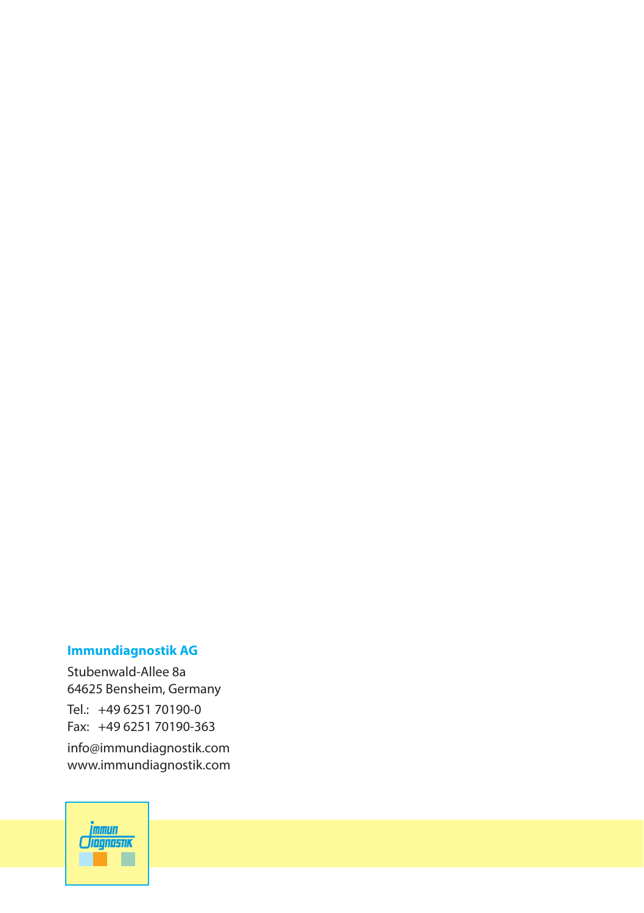**Immundiagnostik AG**

Stubenwald-Allee 8a
64625 Bensheim, Germany

Tel.: +49 6251 70190-0
Fax: +49 6251 70190-363

info@immundiagnostik.com
www.immundiagnostik.com